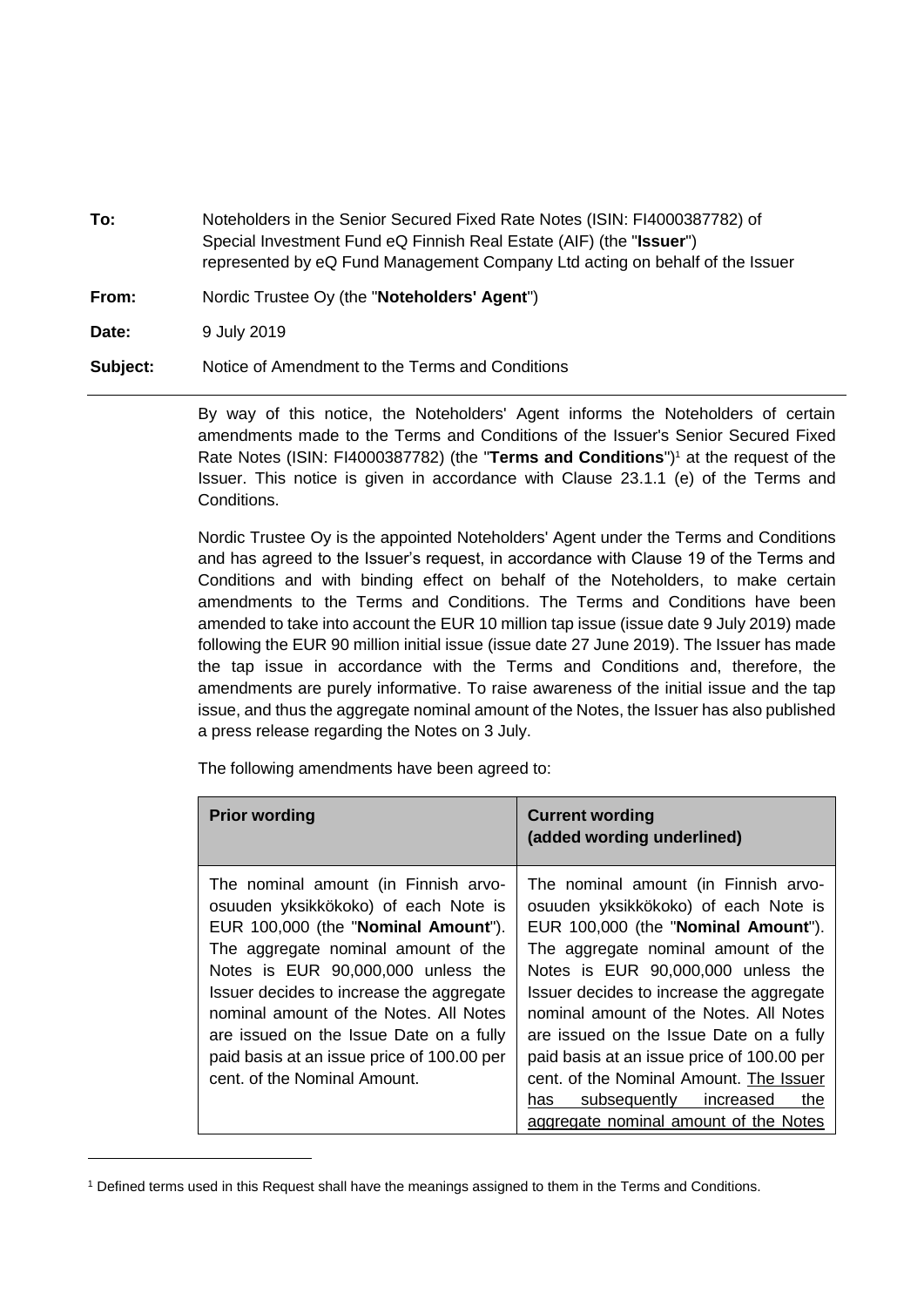**To:** Noteholders in the Senior Secured Fixed Rate Notes (ISIN: FI4000387782) of Special Investment Fund eQ Finnish Real Estate (AIF) (the "**Issuer**") represented by eQ Fund Management Company Ltd acting on behalf of the Issuer

**From:** Nordic Trustee Oy (the "**Noteholders' Agent**")

**Date:** 9 July 2019

**Subject:** Notice of Amendment to the Terms and Conditions

---

By way of this notice, the Noteholders' Agent informs the Noteholders of certain amendments made to the Terms and Conditions of the Issuer's Senior Secured Fixed Rate Notes (ISIN: FI4000387782) (the "**Terms and Conditions**")[1] at the request of the Issuer. This notice is given in accordance with Clause 23.1.1 (e) of the Terms and Conditions.

Nordic Trustee Oy is the appointed Noteholders' Agent under the Terms and Conditions and has agreed to the Issuer's request, in accordance with Clause 19 of the Terms and Conditions and with binding effect on behalf of the Noteholders, to make certain amendments to the Terms and Conditions. The Terms and Conditions have been amended to take into account the EUR 10 million tap issue (issue date 9 July 2019) made following the EUR 90 million initial issue (issue date 27 June 2019). The Issuer has made the tap issue in accordance with the Terms and Conditions and, therefore, the amendments are purely informative. To raise awareness of the initial issue and the tap issue, and thus the aggregate nominal amount of the Notes, the Issuer has also published a press release regarding the Notes on 3 July.

The following amendments have been agreed to:

| **Prior wording** | **Current wording (added wording underlined)** |
| --- | --- |
| The nominal amount (in Finnish arvo-osuuden yksikkökoko) of each Note is EUR 100,000 (the "**Nominal Amount**"). The aggregate nominal amount of the Notes is EUR 90,000,000 unless the Issuer decides to increase the aggregate nominal amount of the Notes. All Notes are issued on the Issue Date on a fully paid basis at an issue price of 100.00 per cent. of the Nominal Amount. | The nominal amount (in Finnish arvo-osuuden yksikkökoko) of each Note is EUR 100,000 (the "**Nominal Amount**"). The aggregate nominal amount of the Notes is EUR 90,000,000 unless the Issuer decides to increase the aggregate nominal amount of the Notes. All Notes are issued on the Issue Date on a fully paid basis at an issue price of 100.00 per cent. of the Nominal Amount. <u>The Issuer has subsequently increased the aggregate nominal amount of the Notes</u> |

[1] Defined terms used in this Request shall have the meanings assigned to them in the Terms and Conditions.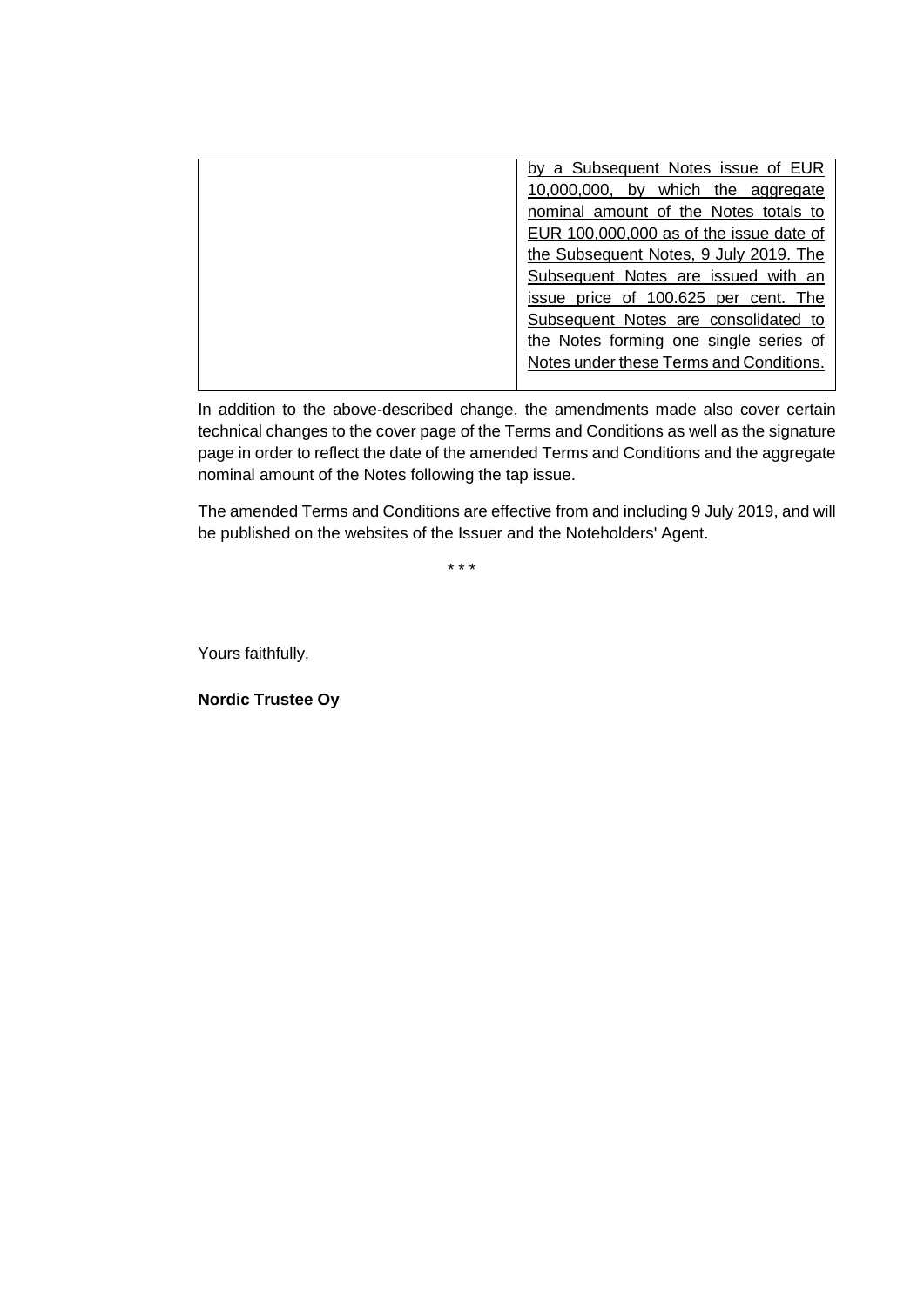| | |
|---|---|
| | by a Subsequent Notes issue of EUR 10,000,000, by which the aggregate nominal amount of the Notes totals to EUR 100,000,000 as of the issue date of the Subsequent Notes, 9 July 2019. The Subsequent Notes are issued with an issue price of 100.625 per cent. The Subsequent Notes are consolidated to the Notes forming one single series of Notes under these Terms and Conditions. |

In addition to the above-described change, the amendments made also cover certain technical changes to the cover page of the Terms and Conditions as well as the signature page in order to reflect the date of the amended Terms and Conditions and the aggregate nominal amount of the Notes following the tap issue.

The amended Terms and Conditions are effective from and including 9 July 2019, and will be published on the websites of the Issuer and the Noteholders' Agent.

\* \* \*

Yours faithfully,

**Nordic Trustee Oy**